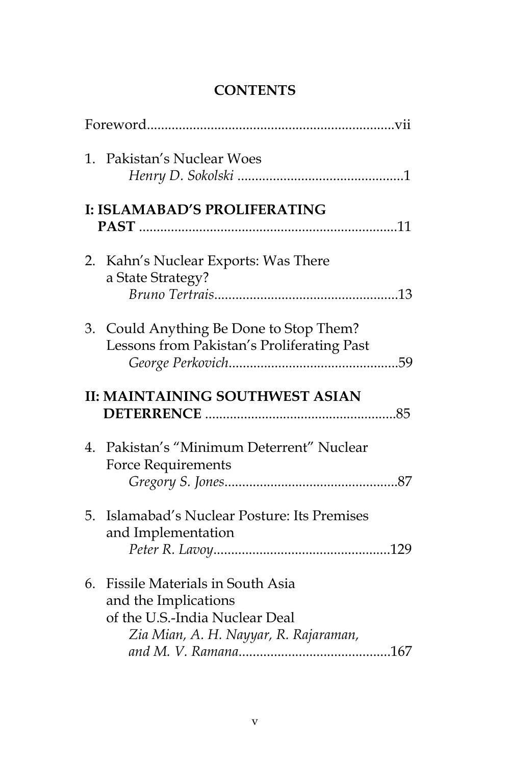# CONTENTS

Foreword....................................................................vii

1. Pakistan's Nuclear Woes
   *Henry D. Sokolski* ...............................................1

**I: ISLAMABAD'S PROLIFERATING PAST** .........................................................................11

2. Kahn's Nuclear Exports: Was There a State Strategy?
   *Bruno Tertrais*....................................................13

3. Could Anything Be Done to Stop Them? Lessons from Pakistan's Proliferating Past
   *George Perkovich*................................................59

**II: MAINTAINING SOUTHWEST ASIAN DETERRENCE** ......................................................85

4. Pakistan's "Minimum Deterrent" Nuclear Force Requirements
   *Gregory S. Jones*.................................................87

5. Islamabad's Nuclear Posture: Its Premises and Implementation
   *Peter R. Lavoy*..................................................129

6. Fissile Materials in South Asia and the Implications of the U.S.-India Nuclear Deal
   *Zia Mian, A. H. Nayyar, R. Rajaraman, and M. V. Ramana*...........................................167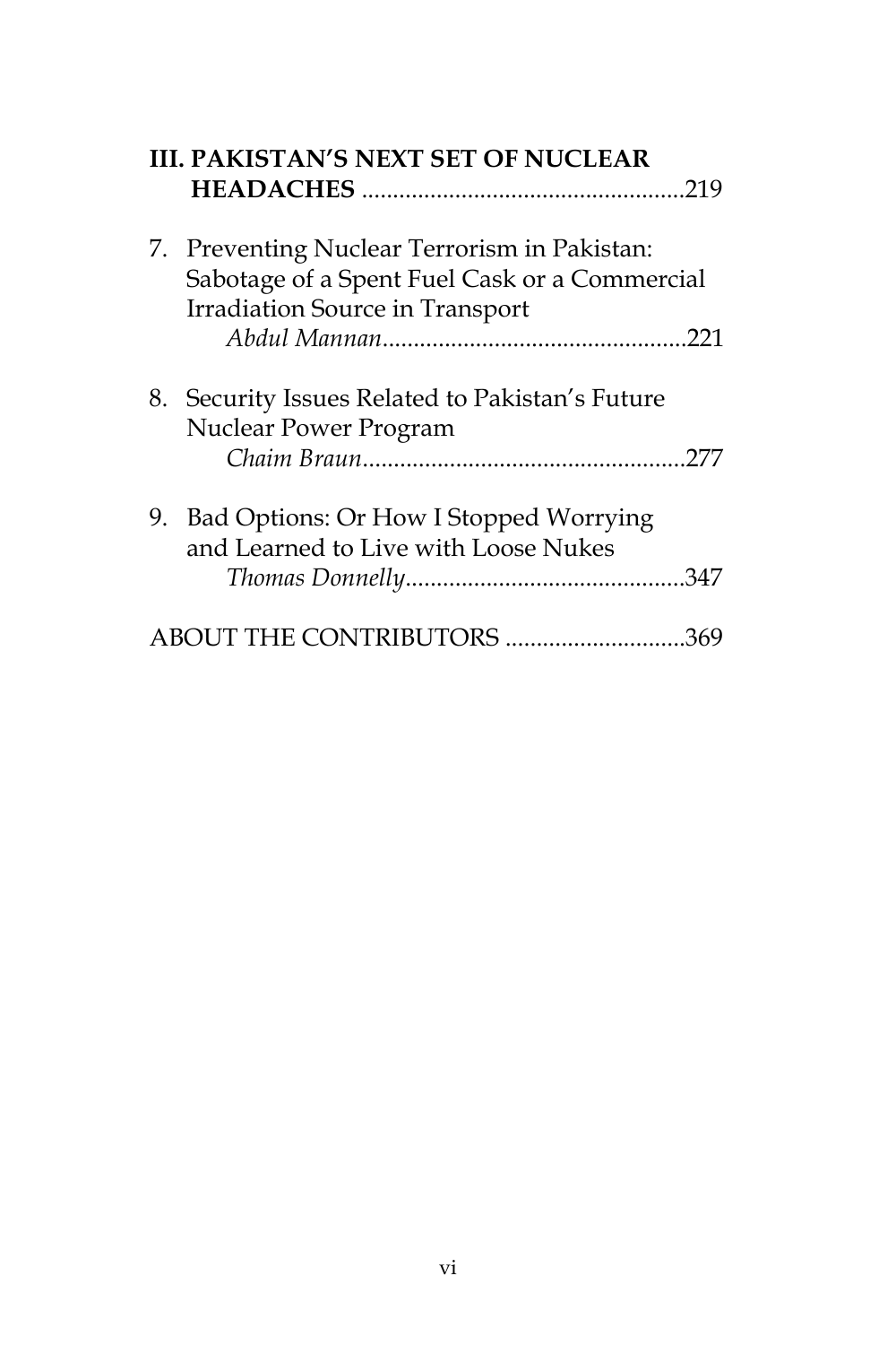**III. PAKISTAN'S NEXT SET OF NUCLEAR HEADACHES** ....................................................219

7. Preventing Nuclear Terrorism in Pakistan: Sabotage of a Spent Fuel Cask or a Commercial Irradiation Source in Transport
   *Abdul Mannan*................................................221

8. Security Issues Related to Pakistan's Future Nuclear Power Program
   *Chaim Braun*....................................................277

9. Bad Options: Or How I Stopped Worrying and Learned to Live with Loose Nukes
   *Thomas Donnelly*.............................................347

ABOUT THE CONTRIBUTORS ............................369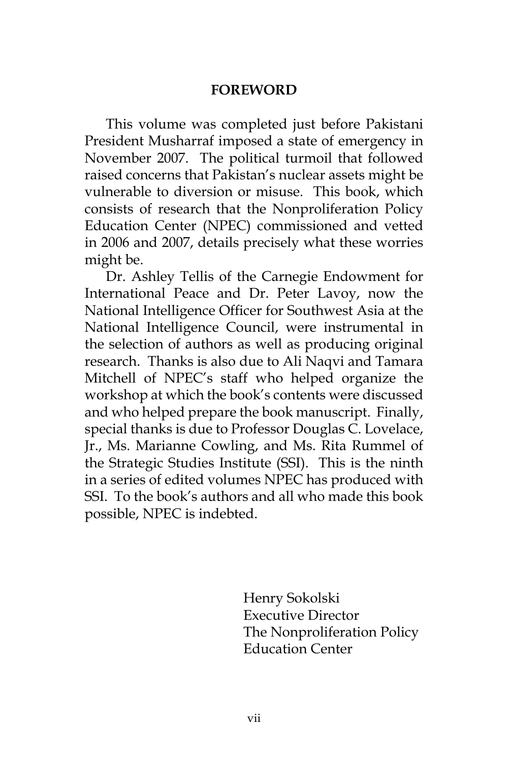# FOREWORD

This volume was completed just before Pakistani President Musharraf imposed a state of emergency in November 2007. The political turmoil that followed raised concerns that Pakistan's nuclear assets might be vulnerable to diversion or misuse. This book, which consists of research that the Nonproliferation Policy Education Center (NPEC) commissioned and vetted in 2006 and 2007, details precisely what these worries might be.

Dr. Ashley Tellis of the Carnegie Endowment for International Peace and Dr. Peter Lavoy, now the National Intelligence Officer for Southwest Asia at the National Intelligence Council, were instrumental in the selection of authors as well as producing original research. Thanks is also due to Ali Naqvi and Tamara Mitchell of NPEC's staff who helped organize the workshop at which the book's contents were discussed and who helped prepare the book manuscript. Finally, special thanks is due to Professor Douglas C. Lovelace, Jr., Ms. Marianne Cowling, and Ms. Rita Rummel of the Strategic Studies Institute (SSI). This is the ninth in a series of edited volumes NPEC has produced with SSI. To the book's authors and all who made this book possible, NPEC is indebted.

Henry Sokolski
Executive Director
The Nonproliferation Policy
Education Center